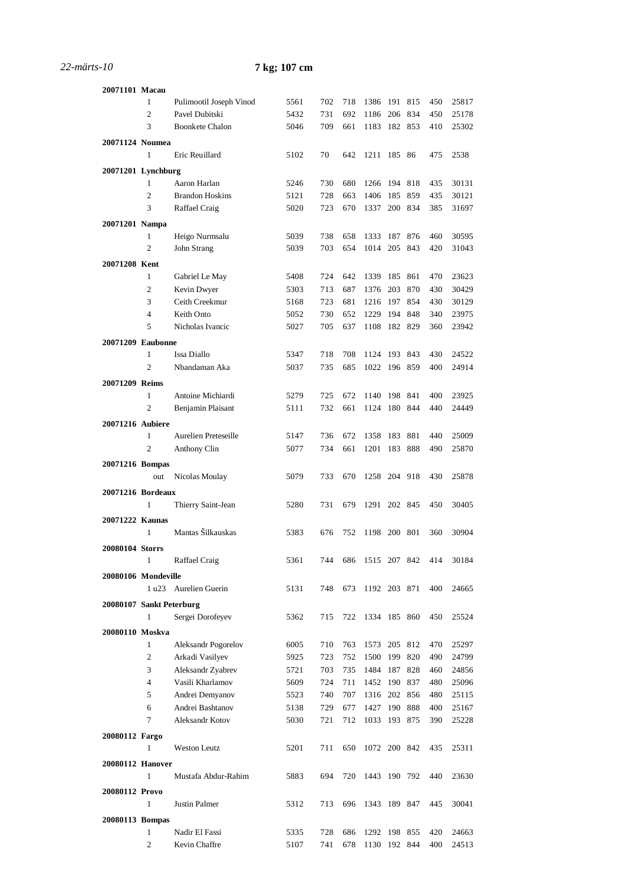*22-märts-10* **7 kg; 107 cm**

| | | | | | | | | | | |
|---|---|---|---|---|---|---|---|---|---|---|
| **20071101 Macau** | | | | | | | | | | |
| 1 | Pulimootil Joseph Vinod | 5561 | 702 | 718 | 1386 | 191 | 815 | 450 | 25817 |
| 2 | Pavel Dubitski | 5432 | 731 | 692 | 1186 | 206 | 834 | 450 | 25178 |
| 3 | Boonkete Chalon | 5046 | 709 | 661 | 1183 | 182 | 853 | 410 | 25302 |
| **20071124 Noumea** | | | | | | | | | | |
| 1 | Eric Reuillard | 5102 | 70 | 642 | 1211 | 185 | 86 | 475 | 2538 |
| **20071201 Lynchburg** | | | | | | | | | | |
| 1 | Aaron Harlan | 5246 | 730 | 680 | 1266 | 194 | 818 | 435 | 30131 |
| 2 | Brandon Hoskins | 5121 | 728 | 663 | 1406 | 185 | 859 | 435 | 30121 |
| 3 | Raffael Craig | 5020 | 723 | 670 | 1337 | 200 | 834 | 385 | 31697 |
| **20071201 Nampa** | | | | | | | | | | |
| 1 | Heigo Nurmsalu | 5039 | 738 | 658 | 1333 | 187 | 876 | 460 | 30595 |
| 2 | John Strang | 5039 | 703 | 654 | 1014 | 205 | 843 | 420 | 31043 |
| **20071208 Kent** | | | | | | | | | | |
| 1 | Gabriel Le May | 5408 | 724 | 642 | 1339 | 185 | 861 | 470 | 23623 |
| 2 | Kevin Dwyer | 5303 | 713 | 687 | 1376 | 203 | 870 | 430 | 30429 |
| 3 | Ceith Creekmur | 5168 | 723 | 681 | 1216 | 197 | 854 | 430 | 30129 |
| 4 | Keith Onto | 5052 | 730 | 652 | 1229 | 194 | 848 | 340 | 23975 |
| 5 | Nicholas Ivancic | 5027 | 705 | 637 | 1108 | 182 | 829 | 360 | 23942 |
| **20071209 Eaubonne** | | | | | | | | | | |
| 1 | Issa Diallo | 5347 | 718 | 708 | 1124 | 193 | 843 | 430 | 24522 |
| 2 | Nbandaman Aka | 5037 | 735 | 685 | 1022 | 196 | 859 | 400 | 24914 |
| **20071209 Reims** | | | | | | | | | | |
| 1 | Antoine Michiardi | 5279 | 725 | 672 | 1140 | 198 | 841 | 400 | 23925 |
| 2 | Benjamin Plaisant | 5111 | 732 | 661 | 1124 | 180 | 844 | 440 | 24449 |
| **20071216 Aubiere** | | | | | | | | | | |
| 1 | Aurelien Preteseille | 5147 | 736 | 672 | 1358 | 183 | 881 | 440 | 25009 |
| 2 | Anthony Clin | 5077 | 734 | 661 | 1201 | 183 | 888 | 490 | 25870 |
| **20071216 Bompas** | | | | | | | | | | |
| out | Nicolas Moulay | 5079 | 733 | 670 | 1258 | 204 | 918 | 430 | 25878 |
| **20071216 Bordeaux** | | | | | | | | | | |
| 1 | Thierry Saint-Jean | 5280 | 731 | 679 | 1291 | 202 | 845 | 450 | 30405 |
| **20071222 Kaunas** | | | | | | | | | | |
| 1 | Mantas Šilkauskas | 5383 | 676 | 752 | 1198 | 200 | 801 | 360 | 30904 |
| **20080104 Storrs** | | | | | | | | | | |
| 1 | Raffael Craig | 5361 | 744 | 686 | 1515 | 207 | 842 | 414 | 30184 |
| **20080106 Mondeville** | | | | | | | | | | |
| 1 u23 | Aurelien Guerin | 5131 | 748 | 673 | 1192 | 203 | 871 | 400 | 24665 |
| **20080107 Sankt Peterburg** | | | | | | | | | | |
| 1 | Sergei Dorofeyev | 5362 | 715 | 722 | 1334 | 185 | 860 | 450 | 25524 |
| **20080110 Moskva** | | | | | | | | | | |
| 1 | Aleksandr Pogorelov | 6005 | 710 | 763 | 1573 | 205 | 812 | 470 | 25297 |
| 2 | Arkadi Vasilyev | 5925 | 723 | 752 | 1500 | 199 | 820 | 490 | 24799 |
| 3 | Aleksandr Zyabrev | 5721 | 703 | 735 | 1484 | 187 | 828 | 460 | 24856 |
| 4 | Vasili Kharlamov | 5609 | 724 | 711 | 1452 | 190 | 837 | 480 | 25096 |
| 5 | Andrei Demyanov | 5523 | 740 | 707 | 1316 | 202 | 856 | 480 | 25115 |
| 6 | Andrei Bashtanov | 5138 | 729 | 677 | 1427 | 190 | 888 | 400 | 25167 |
| 7 | Aleksandr Kotov | 5030 | 721 | 712 | 1033 | 193 | 875 | 390 | 25228 |
| **20080112 Fargo** | | | | | | | | | | |
| 1 | Weston Leutz | 5201 | 711 | 650 | 1072 | 200 | 842 | 435 | 25311 |
| **20080112 Hanover** | | | | | | | | | | |
| 1 | Mustafa Abdur-Rahim | 5883 | 694 | 720 | 1443 | 190 | 792 | 440 | 23630 |
| **20080112 Provo** | | | | | | | | | | |
| 1 | Justin Palmer | 5312 | 713 | 696 | 1343 | 189 | 847 | 445 | 30041 |
| **20080113 Bompas** | | | | | | | | | | |
| 1 | Nadir El Fassi | 5335 | 728 | 686 | 1292 | 198 | 855 | 420 | 24663 |
| 2 | Kevin Chaffre | 5107 | 741 | 678 | 1130 | 192 | 844 | 400 | 24513 |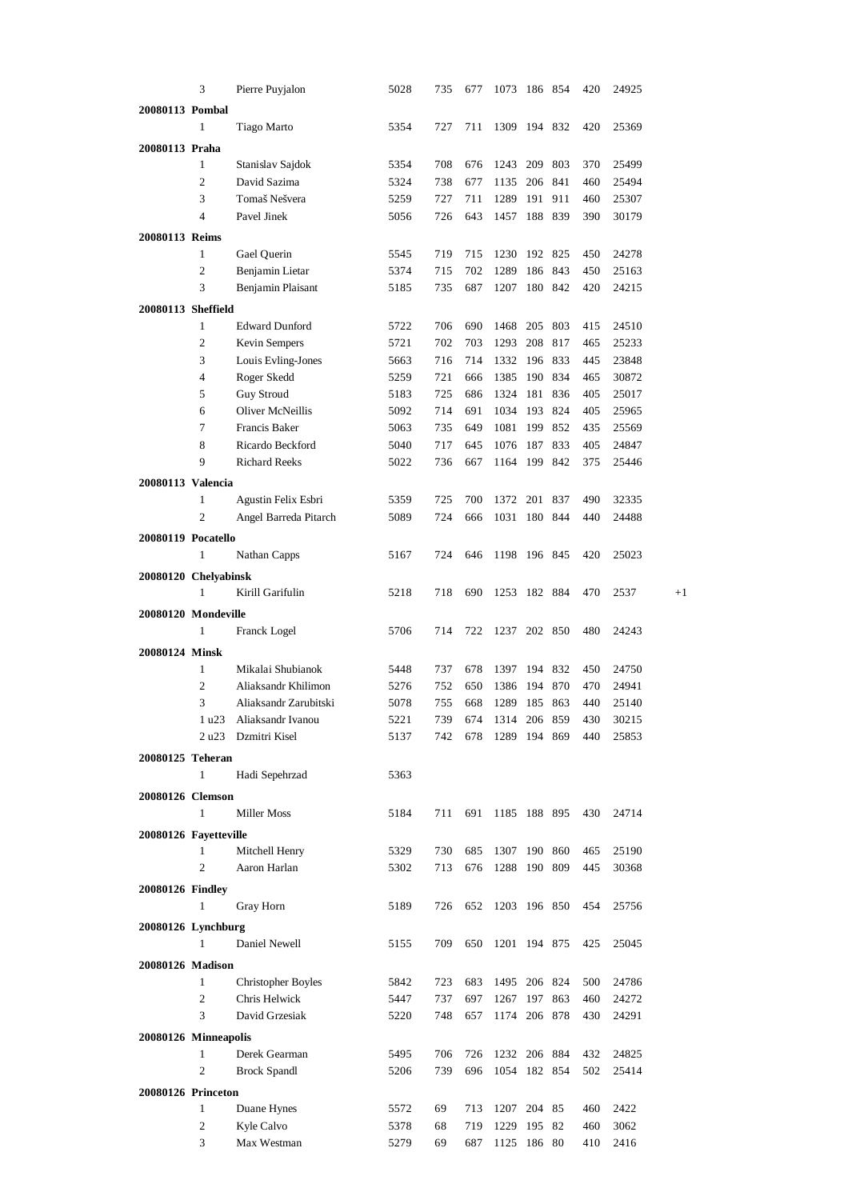| | | | | | | | | | | | |
|---|---|---|---|---|---|---|---|---|---|---|---|
| | 3 | Pierre Puyjalon | 5028 | 735 | 677 | 1073 | 186 | 854 | 420 | 24925 | |
| **20080113 Pombal** | | | | | | | | | | | |
| | 1 | Tiago Marto | 5354 | 727 | 711 | 1309 | 194 | 832 | 420 | 25369 | |
| **20080113 Praha** | | | | | | | | | | | |
| | 1 | Stanislav Sajdok | 5354 | 708 | 676 | 1243 | 209 | 803 | 370 | 25499 | |
| | 2 | David Sazima | 5324 | 738 | 677 | 1135 | 206 | 841 | 460 | 25494 | |
| | 3 | Tomaš Nešvera | 5259 | 727 | 711 | 1289 | 191 | 911 | 460 | 25307 | |
| | 4 | Pavel Jinek | 5056 | 726 | 643 | 1457 | 188 | 839 | 390 | 30179 | |
| **20080113 Reims** | | | | | | | | | | | |
| | 1 | Gael Querin | 5545 | 719 | 715 | 1230 | 192 | 825 | 450 | 24278 | |
| | 2 | Benjamin Lietar | 5374 | 715 | 702 | 1289 | 186 | 843 | 450 | 25163 | |
| | 3 | Benjamin Plaisant | 5185 | 735 | 687 | 1207 | 180 | 842 | 420 | 24215 | |
| **20080113 Sheffield** | | | | | | | | | | | |
| | 1 | Edward Dunford | 5722 | 706 | 690 | 1468 | 205 | 803 | 415 | 24510 | |
| | 2 | Kevin Sempers | 5721 | 702 | 703 | 1293 | 208 | 817 | 465 | 25233 | |
| | 3 | Louis Evling-Jones | 5663 | 716 | 714 | 1332 | 196 | 833 | 445 | 23848 | |
| | 4 | Roger Skedd | 5259 | 721 | 666 | 1385 | 190 | 834 | 465 | 30872 | |
| | 5 | Guy Stroud | 5183 | 725 | 686 | 1324 | 181 | 836 | 405 | 25017 | |
| | 6 | Oliver McNeillis | 5092 | 714 | 691 | 1034 | 193 | 824 | 405 | 25965 | |
| | 7 | Francis Baker | 5063 | 735 | 649 | 1081 | 199 | 852 | 435 | 25569 | |
| | 8 | Ricardo Beckford | 5040 | 717 | 645 | 1076 | 187 | 833 | 405 | 24847 | |
| | 9 | Richard Reeks | 5022 | 736 | 667 | 1164 | 199 | 842 | 375 | 25446 | |
| **20080113 Valencia** | | | | | | | | | | | |
| | 1 | Agustin Felix Esbri | 5359 | 725 | 700 | 1372 | 201 | 837 | 490 | 32335 | |
| | 2 | Angel Barreda Pitarch | 5089 | 724 | 666 | 1031 | 180 | 844 | 440 | 24488 | |
| **20080119 Pocatello** | | | | | | | | | | | |
| | 1 | Nathan Capps | 5167 | 724 | 646 | 1198 | 196 | 845 | 420 | 25023 | |
| **20080120 Chelyabinsk** | | | | | | | | | | | |
| | 1 | Kirill Garifulin | 5218 | 718 | 690 | 1253 | 182 | 884 | 470 | 2537 | +1 |
| **20080120 Mondeville** | | | | | | | | | | | |
| | 1 | Franck Logel | 5706 | 714 | 722 | 1237 | 202 | 850 | 480 | 24243 | |
| **20080124 Minsk** | | | | | | | | | | | |
| | 1 | Mikalai Shubianok | 5448 | 737 | 678 | 1397 | 194 | 832 | 450 | 24750 | |
| | 2 | Aliaksandr Khilimon | 5276 | 752 | 650 | 1386 | 194 | 870 | 470 | 24941 | |
| | 3 | Aliaksandr Zarubitski | 5078 | 755 | 668 | 1289 | 185 | 863 | 440 | 25140 | |
| | 1 u23 | Aliaksandr Ivanou | 5221 | 739 | 674 | 1314 | 206 | 859 | 430 | 30215 | |
| | 2 u23 | Dzmitri Kisel | 5137 | 742 | 678 | 1289 | 194 | 869 | 440 | 25853 | |
| **20080125 Teheran** | | | | | | | | | | | |
| | 1 | Hadi Sepehrzad | 5363 | | | | | | | | |
| **20080126 Clemson** | | | | | | | | | | | |
| | 1 | Miller Moss | 5184 | 711 | 691 | 1185 | 188 | 895 | 430 | 24714 | |
| **20080126 Fayetteville** | | | | | | | | | | | |
| | 1 | Mitchell Henry | 5329 | 730 | 685 | 1307 | 190 | 860 | 465 | 25190 | |
| | 2 | Aaron Harlan | 5302 | 713 | 676 | 1288 | 190 | 809 | 445 | 30368 | |
| **20080126 Findley** | | | | | | | | | | | |
| | 1 | Gray Horn | 5189 | 726 | 652 | 1203 | 196 | 850 | 454 | 25756 | |
| **20080126 Lynchburg** | | | | | | | | | | | |
| | 1 | Daniel Newell | 5155 | 709 | 650 | 1201 | 194 | 875 | 425 | 25045 | |
| **20080126 Madison** | | | | | | | | | | | |
| | 1 | Christopher Boyles | 5842 | 723 | 683 | 1495 | 206 | 824 | 500 | 24786 | |
| | 2 | Chris Helwick | 5447 | 737 | 697 | 1267 | 197 | 863 | 460 | 24272 | |
| | 3 | David Grzesiak | 5220 | 748 | 657 | 1174 | 206 | 878 | 430 | 24291 | |
| **20080126 Minneapolis** | | | | | | | | | | | |
| | 1 | Derek Gearman | 5495 | 706 | 726 | 1232 | 206 | 884 | 432 | 24825 | |
| | 2 | Brock Spandl | 5206 | 739 | 696 | 1054 | 182 | 854 | 502 | 25414 | |
| **20080126 Princeton** | | | | | | | | | | | |
| | 1 | Duane Hynes | 5572 | 69 | 713 | 1207 | 204 | 85 | 460 | 2422 | |
| | 2 | Kyle Calvo | 5378 | 68 | 719 | 1229 | 195 | 82 | 460 | 3062 | |
| | 3 | Max Westman | 5279 | 69 | 687 | 1125 | 186 | 80 | 410 | 2416 | |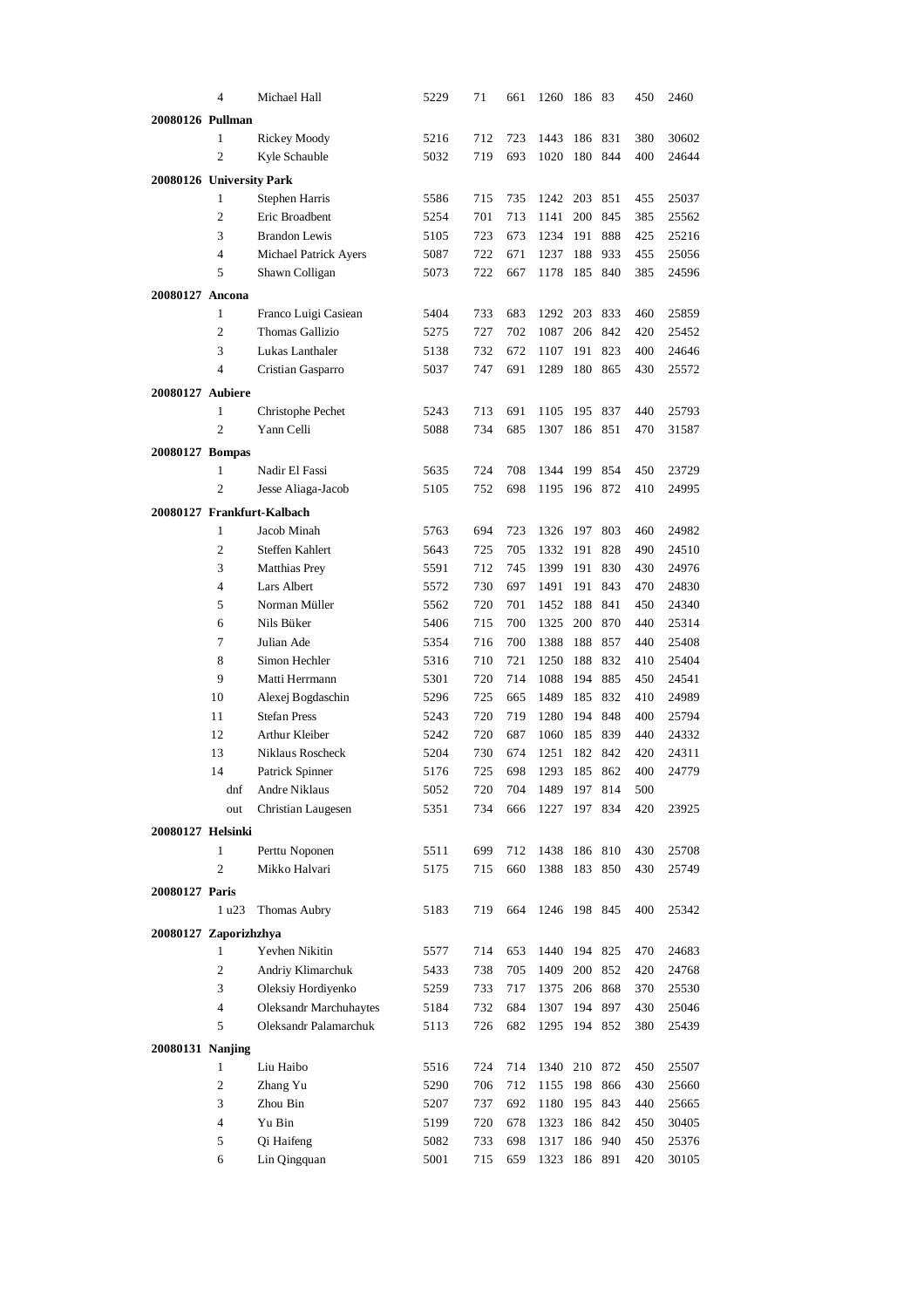| | | | | | | | | | | |
|---|---|---|---|---|---|---|---|---|---|---|
| | 4 | Michael Hall | 5229 | 71 | 661 | 1260 | 186 | 83 | 450 | 2460 |
| **20080126 Pullman** | | | | | | | | | | |
| | 1 | Rickey Moody | 5216 | 712 | 723 | 1443 | 186 | 831 | 380 | 30602 |
| | 2 | Kyle Schauble | 5032 | 719 | 693 | 1020 | 180 | 844 | 400 | 24644 |
| **20080126 University Park** | | | | | | | | | | |
| | 1 | Stephen Harris | 5586 | 715 | 735 | 1242 | 203 | 851 | 455 | 25037 |
| | 2 | Eric Broadbent | 5254 | 701 | 713 | 1141 | 200 | 845 | 385 | 25562 |
| | 3 | Brandon Lewis | 5105 | 723 | 673 | 1234 | 191 | 888 | 425 | 25216 |
| | 4 | Michael Patrick Ayers | 5087 | 722 | 671 | 1237 | 188 | 933 | 455 | 25056 |
| | 5 | Shawn Colligan | 5073 | 722 | 667 | 1178 | 185 | 840 | 385 | 24596 |
| **20080127 Ancona** | | | | | | | | | | |
| | 1 | Franco Luigi Casiean | 5404 | 733 | 683 | 1292 | 203 | 833 | 460 | 25859 |
| | 2 | Thomas Gallizio | 5275 | 727 | 702 | 1087 | 206 | 842 | 420 | 25452 |
| | 3 | Lukas Lanthaler | 5138 | 732 | 672 | 1107 | 191 | 823 | 400 | 24646 |
| | 4 | Cristian Gasparro | 5037 | 747 | 691 | 1289 | 180 | 865 | 430 | 25572 |
| **20080127 Aubiere** | | | | | | | | | | |
| | 1 | Christophe Pechet | 5243 | 713 | 691 | 1105 | 195 | 837 | 440 | 25793 |
| | 2 | Yann Celli | 5088 | 734 | 685 | 1307 | 186 | 851 | 470 | 31587 |
| **20080127 Bompas** | | | | | | | | | | |
| | 1 | Nadir El Fassi | 5635 | 724 | 708 | 1344 | 199 | 854 | 450 | 23729 |
| | 2 | Jesse Aliaga-Jacob | 5105 | 752 | 698 | 1195 | 196 | 872 | 410 | 24995 |
| **20080127 Frankfurt-Kalbach** | | | | | | | | | | |
| | 1 | Jacob Minah | 5763 | 694 | 723 | 1326 | 197 | 803 | 460 | 24982 |
| | 2 | Steffen Kahlert | 5643 | 725 | 705 | 1332 | 191 | 828 | 490 | 24510 |
| | 3 | Matthias Prey | 5591 | 712 | 745 | 1399 | 191 | 830 | 430 | 24976 |
| | 4 | Lars Albert | 5572 | 730 | 697 | 1491 | 191 | 843 | 470 | 24830 |
| | 5 | Norman Müller | 5562 | 720 | 701 | 1452 | 188 | 841 | 450 | 24340 |
| | 6 | Nils Büker | 5406 | 715 | 700 | 1325 | 200 | 870 | 440 | 25314 |
| | 7 | Julian Ade | 5354 | 716 | 700 | 1388 | 188 | 857 | 440 | 25408 |
| | 8 | Simon Hechler | 5316 | 710 | 721 | 1250 | 188 | 832 | 410 | 25404 |
| | 9 | Matti Herrmann | 5301 | 720 | 714 | 1088 | 194 | 885 | 450 | 24541 |
| | 10 | Alexej Bogdaschin | 5296 | 725 | 665 | 1489 | 185 | 832 | 410 | 24989 |
| | 11 | Stefan Press | 5243 | 720 | 719 | 1280 | 194 | 848 | 400 | 25794 |
| | 12 | Arthur Kleiber | 5242 | 720 | 687 | 1060 | 185 | 839 | 440 | 24332 |
| | 13 | Niklaus Roscheck | 5204 | 730 | 674 | 1251 | 182 | 842 | 420 | 24311 |
| | 14 | Patrick Spinner | 5176 | 725 | 698 | 1293 | 185 | 862 | 400 | 24779 |
| | dnf | Andre Niklaus | 5052 | 720 | 704 | 1489 | 197 | 814 | 500 | |
| | out | Christian Laugesen | 5351 | 734 | 666 | 1227 | 197 | 834 | 420 | 23925 |
| **20080127 Helsinki** | | | | | | | | | | |
| | 1 | Perttu Noponen | 5511 | 699 | 712 | 1438 | 186 | 810 | 430 | 25708 |
| | 2 | Mikko Halvari | 5175 | 715 | 660 | 1388 | 183 | 850 | 430 | 25749 |
| **20080127 Paris** | | | | | | | | | | |
| | 1 u23 | Thomas Aubry | 5183 | 719 | 664 | 1246 | 198 | 845 | 400 | 25342 |
| **20080127 Zaporizhzhya** | | | | | | | | | | |
| | 1 | Yevhen Nikitin | 5577 | 714 | 653 | 1440 | 194 | 825 | 470 | 24683 |
| | 2 | Andriy Klimarchuk | 5433 | 738 | 705 | 1409 | 200 | 852 | 420 | 24768 |
| | 3 | Oleksiy Hordiyenko | 5259 | 733 | 717 | 1375 | 206 | 868 | 370 | 25530 |
| | 4 | Oleksandr Marchuhaytes | 5184 | 732 | 684 | 1307 | 194 | 897 | 430 | 25046 |
| | 5 | Oleksandr Palamarchuk | 5113 | 726 | 682 | 1295 | 194 | 852 | 380 | 25439 |
| **20080131 Nanjing** | | | | | | | | | | |
| | 1 | Liu Haibo | 5516 | 724 | 714 | 1340 | 210 | 872 | 450 | 25507 |
| | 2 | Zhang Yu | 5290 | 706 | 712 | 1155 | 198 | 866 | 430 | 25660 |
| | 3 | Zhou Bin | 5207 | 737 | 692 | 1180 | 195 | 843 | 440 | 25665 |
| | 4 | Yu Bin | 5199 | 720 | 678 | 1323 | 186 | 842 | 450 | 30405 |
| | 5 | Qi Haifeng | 5082 | 733 | 698 | 1317 | 186 | 940 | 450 | 25376 |
| | 6 | Lin Qingquan | 5001 | 715 | 659 | 1323 | 186 | 891 | 420 | 30105 |